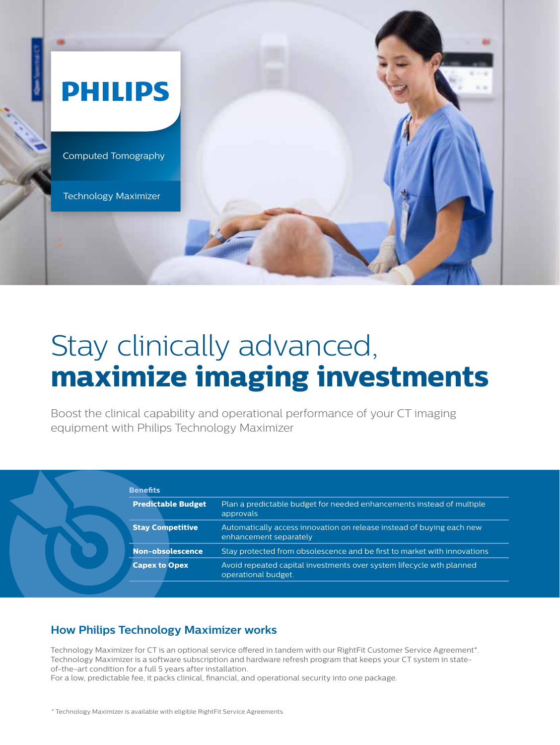PHILIPS

Computed Tomography

Technology Maximizer

# Stay clinically advanced, **maximize imaging investments**

Boost the clinical capability and operational performance of your CT imaging equipment with Philips Technology Maximizer

| Benefits | |
|---|---|
| **Predictable Budget** | Plan a predictable budget for needed enhancements instead of multiple approvals |
| **Stay Competitive** | Automatically access innovation on release instead of buying each new enhancement separately |
| **Non-obsolescence** | Stay protected from obsolescence and be first to market with innovations |
| **Capex to Opex** | Avoid repeated capital investments over system lifecycle wth planned operational budget. |

## How Philips Technology Maximizer works

Technology Maximizer for CT is an optional service offered in tandem with our RightFit Customer Service Agreement*. Technology Maximizer is a software subscription and hardware refresh program that keeps your CT system in state-of-the-art condition for a full 5 years after installation.
For a low, predictable fee, it packs clinical, financial, and operational security into one package.

* Technology Maximizer is available with eligible RightFit Service Agreements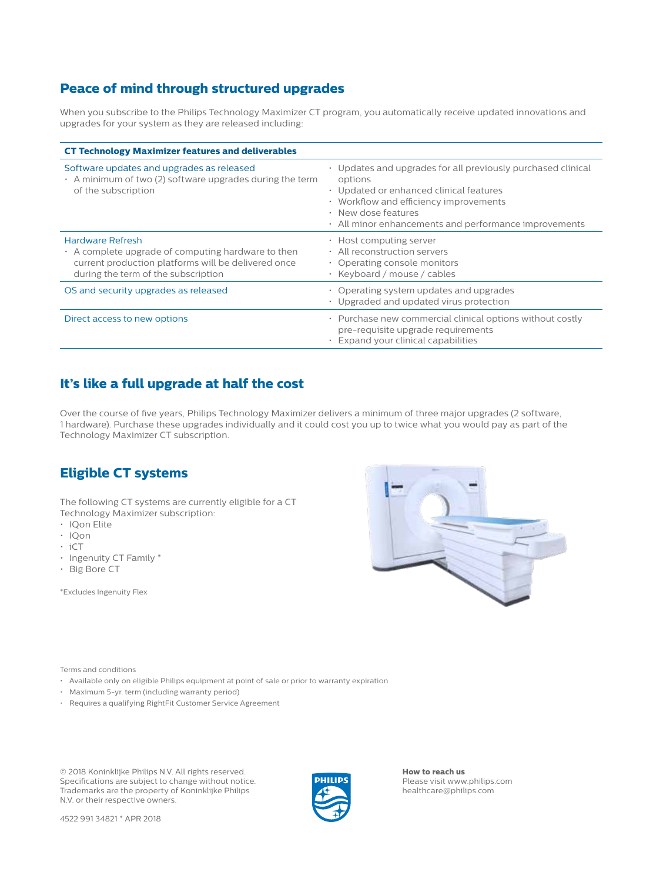## Peace of mind through structured upgrades

When you subscribe to the Philips Technology Maximizer CT program, you automatically receive updated innovations and upgrades for your system as they are released including:

| CT Technology Maximizer features and deliverables | |
|---|---|
| Software updates and upgrades as released<br>• A minimum of two (2) software upgrades during the term of the subscription | • Updates and upgrades for all previously purchased clinical options<br>• Updated or enhanced clinical features<br>• Workflow and efficiency improvements<br>• New dose features<br>• All minor enhancements and performance improvements |
| Hardware Refresh<br>• A complete upgrade of computing hardware to then current production platforms will be delivered once during the term of the subscription | • Host computing server<br>• All reconstruction servers<br>• Operating console monitors<br>• Keyboard / mouse / cables |
| OS and security upgrades as released | • Operating system updates and upgrades<br>• Upgraded and updated virus protection |
| Direct access to new options | • Purchase new commercial clinical options without costly pre-requisite upgrade requirements<br>• Expand your clinical capabilities |

## It's like a full upgrade at half the cost

Over the course of five years, Philips Technology Maximizer delivers a minimum of three major upgrades (2 software, 1 hardware). Purchase these upgrades individually and it could cost you up to twice what you would pay as part of the Technology Maximizer CT subscription.

## Eligible CT systems

The following CT systems are currently eligible for a CT Technology Maximizer subscription:

- IQon Elite
- IQon
- iCT
- Ingenuity CT Family *
- Big Bore CT

*Excludes Ingenuity Flex

Terms and conditions

- Available only on eligible Philips equipment at point of sale or prior to warranty expiration
- Maximum 5-yr. term (including warranty period)
- Requires a qualifying RightFit Customer Service Agreement

© 2018 Koninklijke Philips N.V. All rights reserved. Specifications are subject to change without notice. Trademarks are the property of Koninklijke Philips N.V. or their respective owners.

4522 991 34821 * APR 2018

**How to reach us**
Please visit www.philips.com
healthcare@philips.com